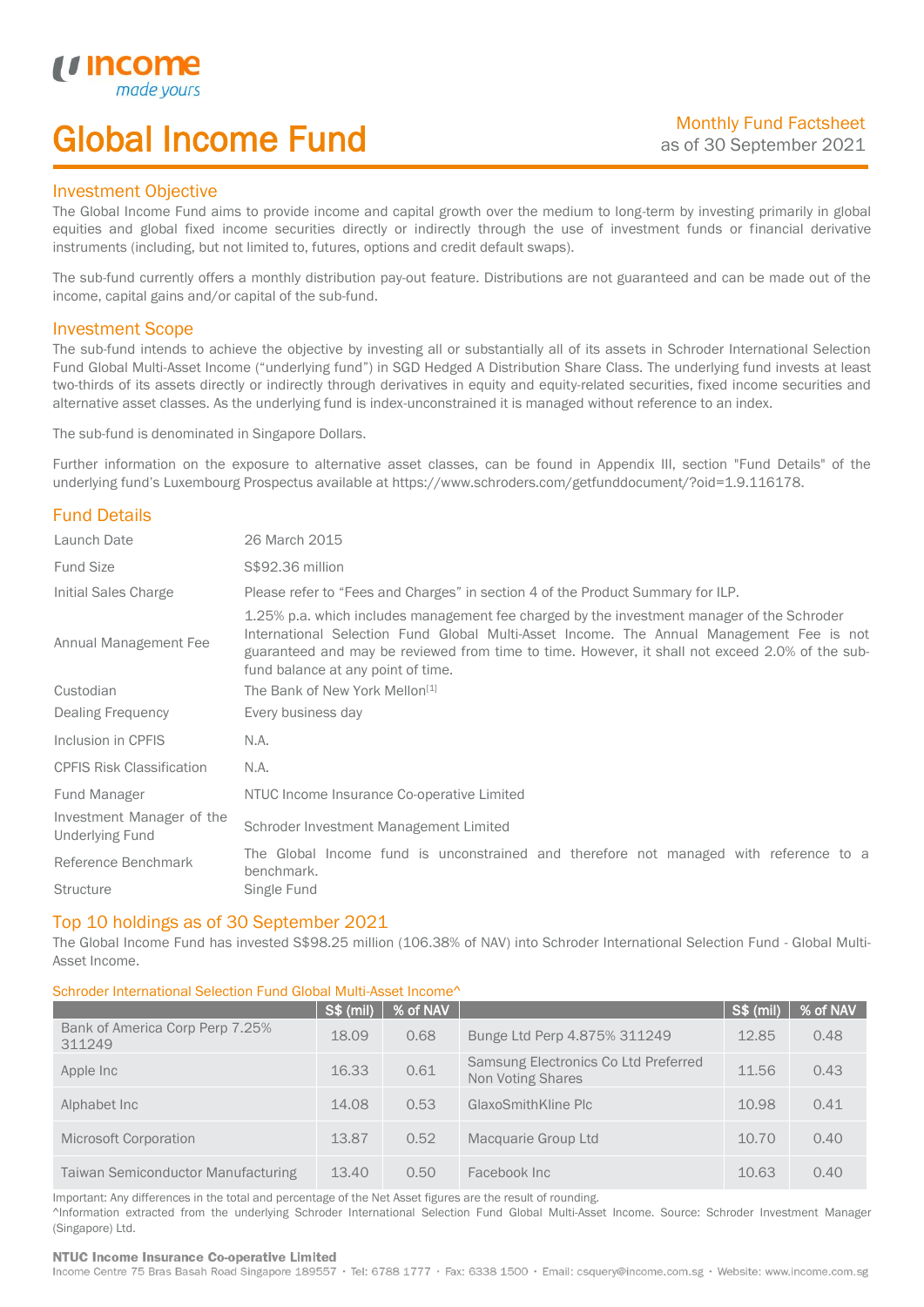# Global Income Fund

Monthly Fund Factsheet
as of 30 September 2021

## Investment Objective

The Global Income Fund aims to provide income and capital growth over the medium to long-term by investing primarily in global equities and global fixed income securities directly or indirectly through the use of investment funds or financial derivative instruments (including, but not limited to, futures, options and credit default swaps).

The sub-fund currently offers a monthly distribution pay-out feature. Distributions are not guaranteed and can be made out of the income, capital gains and/or capital of the sub-fund.

## Investment Scope

The sub-fund intends to achieve the objective by investing all or substantially all of its assets in Schroder International Selection Fund Global Multi-Asset Income ("underlying fund") in SGD Hedged A Distribution Share Class. The underlying fund invests at least two-thirds of its assets directly or indirectly through derivatives in equity and equity-related securities, fixed income securities and alternative asset classes. As the underlying fund is index-unconstrained it is managed without reference to an index.

The sub-fund is denominated in Singapore Dollars.

Further information on the exposure to alternative asset classes, can be found in Appendix III, section "Fund Details" of the underlying fund's Luxembourg Prospectus available at https://www.schroders.com/getfunddocument/?oid=1.9.116178.

## Fund Details

| | |
|---|---|
| Launch Date | 26 March 2015 |
| Fund Size | S$92.36 million |
| Initial Sales Charge | Please refer to "Fees and Charges" in section 4 of the Product Summary for ILP. |
| Annual Management Fee | 1.25% p.a. which includes management fee charged by the investment manager of the Schroder International Selection Fund Global Multi-Asset Income. The Annual Management Fee is not guaranteed and may be reviewed from time to time. However, it shall not exceed 2.0% of the sub-fund balance at any point of time. |
| Custodian | The Bank of New York Mellon[1] |
| Dealing Frequency | Every business day |
| Inclusion in CPFIS | N.A. |
| CPFIS Risk Classification | N.A. |
| Fund Manager | NTUC Income Insurance Co-operative Limited |
| Investment Manager of the Underlying Fund | Schroder Investment Management Limited |
| Reference Benchmark | The Global Income fund is unconstrained and therefore not managed with reference to a benchmark. |
| Structure | Single Fund |

## Top 10 holdings as of 30 September 2021

The Global Income Fund has invested S$98.25 million (106.38% of NAV) into Schroder International Selection Fund - Global Multi-Asset Income.

Schroder International Selection Fund Global Multi-Asset Income^

| | S$ (mil) | % of NAV | | S$ (mil) | % of NAV |
|---|---|---|---|---|---|
| Bank of America Corp Perp 7.25% 311249 | 18.09 | 0.68 | Bunge Ltd Perp 4.875% 311249 | 12.85 | 0.48 |
| Apple Inc | 16.33 | 0.61 | Samsung Electronics Co Ltd Preferred Non Voting Shares | 11.56 | 0.43 |
| Alphabet Inc | 14.08 | 0.53 | GlaxoSmithKline Plc | 10.98 | 0.41 |
| Microsoft Corporation | 13.87 | 0.52 | Macquarie Group Ltd | 10.70 | 0.40 |
| Taiwan Semiconductor Manufacturing | 13.40 | 0.50 | Facebook Inc | 10.63 | 0.40 |

Important: Any differences in the total and percentage of the Net Asset figures are the result of rounding.
^Information extracted from the underlying Schroder International Selection Fund Global Multi-Asset Income. Source: Schroder Investment Manager (Singapore) Ltd.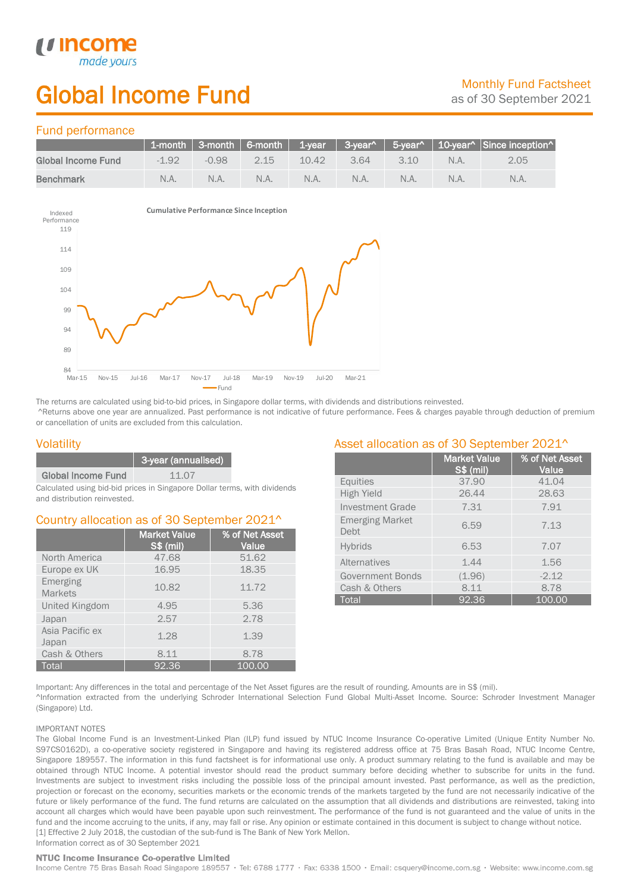# Global Income Fund

Monthly Fund Factsheet
as of 30 September 2021

## Fund performance

| | 1-month | 3-month | 6-month | 1-year | 3-year^ | 5-year^ | 10-year^ | Since inception^ |
|---|---|---|---|---|---|---|---|---|
| Global Income Fund | -1.92 | -0.98 | 2.15 | 10.42 | 3.64 | 3.10 | N.A. | 2.05 |
| Benchmark | N.A. | N.A. | N.A. | N.A. | N.A. | N.A. | N.A. | N.A. |

Cumulative Performance Since Inception

Indexed Performance

119
114
109
104
99
94
89
84

Mar-15 Nov-15 Jul-16 Mar-17 Nov-17 Jul-18 Mar-19 Nov-19 Jul-20 Mar-21

Fund

The returns are calculated using bid-to-bid prices, in Singapore dollar terms, with dividends and distributions reinvested.
^Returns above one year are annualized. Past performance is not indicative of future performance. Fees & charges payable through deduction of premium or cancellation of units are excluded from this calculation.

## Volatility

| | 3-year (annualised) |
|---|---|
| Global Income Fund | 11.07 |

Calculated using bid-bid prices in Singapore Dollar terms, with dividends and distribution reinvested.

## Country allocation as of 30 September 2021^

| | Market Value S$ (mil) | % of Net Asset Value |
|---|---|---|
| North America | 47.68 | 51.62 |
| Europe ex UK | 16.95 | 18.35 |
| Emerging Markets | 10.82 | 11.72 |
| United Kingdom | 4.95 | 5.36 |
| Japan | 2.57 | 2.78 |
| Asia Pacific ex Japan | 1.28 | 1.39 |
| Cash & Others | 8.11 | 8.78 |
| Total | 92.36 | 100.00 |

## Asset allocation as of 30 September 2021^

| | Market Value S$ (mil) | % of Net Asset Value |
|---|---|---|
| Equities | 37.90 | 41.04 |
| High Yield | 26.44 | 28.63 |
| Investment Grade | 7.31 | 7.91 |
| Emerging Market Debt | 6.59 | 7.13 |
| Hybrids | 6.53 | 7.07 |
| Alternatives | 1.44 | 1.56 |
| Government Bonds | (1.96) | -2.12 |
| Cash & Others | 8.11 | 8.78 |
| Total | 92.36 | 100.00 |

Important: Any differences in the total and percentage of the Net Asset figures are the result of rounding. Amounts are in S$ (mil).
^Information extracted from the underlying Schroder International Selection Fund Global Multi-Asset Income. Source: Schroder Investment Manager (Singapore) Ltd.

IMPORTANT NOTES
The Global Income Fund is an Investment-Linked Plan (ILP) fund issued by NTUC Income Insurance Co-operative Limited (Unique Entity Number No. S97CS0162D), a co-operative society registered in Singapore and having its registered address office at 75 Bras Basah Road, NTUC Income Centre, Singapore 189557. The information in this fund factsheet is for informational use only. A product summary relating to the fund is available and may be obtained through NTUC Income. A potential investor should read the product summary before deciding whether to subscribe for units in the fund. Investments are subject to investment risks including the possible loss of the principal amount invested. Past performance, as well as the prediction, projection or forecast on the economy, securities markets or the economic trends of the markets targeted by the fund are not necessarily indicative of the future or likely performance of the fund. The fund returns are calculated on the assumption that all dividends and distributions are reinvested, taking into account all charges which would have been payable upon such reinvestment. The performance of the fund is not guaranteed and the value of units in the fund and the income accruing to the units, if any, may fall or rise. Any opinion or estimate contained in this document is subject to change without notice.
[1] Effective 2 July 2018, the custodian of the sub-fund is The Bank of New York Mellon.
Information correct as of 30 September 2021

**NTUC Income Insurance Co-operative Limited**
Income Centre 75 Bras Basah Road Singapore 189557 · Tel: 6788 1777 · Fax: 6338 1500 · Email: csquery@income.com.sg · Website: www.income.com.sg